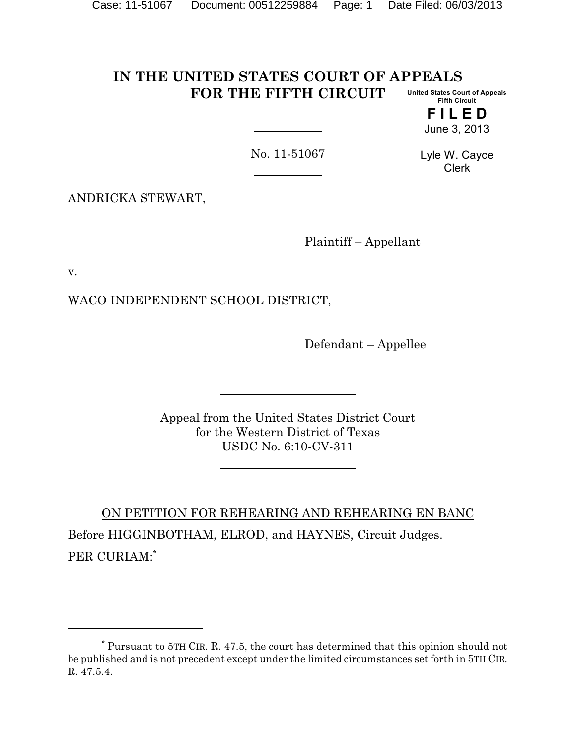# IN THE UNITED STATES COURT OF APPEALS FOR THE FIFTH CIRCUIT

United States Court of Appeals
Fifth Circuit

**FILED**

June 3, 2013

Lyle W. Cayce
Clerk

No. 11-51067

ANDRICKA STEWART,

Plaintiff – Appellant

v.

WACO INDEPENDENT SCHOOL DISTRICT,

Defendant – Appellee

Appeal from the United States District Court
for the Western District of Texas
USDC No. 6:10-CV-311

ON PETITION FOR REHEARING AND REHEARING EN BANC

Before HIGGINBOTHAM, ELROD, and HAYNES, Circuit Judges.

PER CURIAM:[*]

---

[*] Pursuant to 5TH CIR. R. 47.5, the court has determined that this opinion should not be published and is not precedent except under the limited circumstances set forth in 5TH CIR. R. 47.5.4.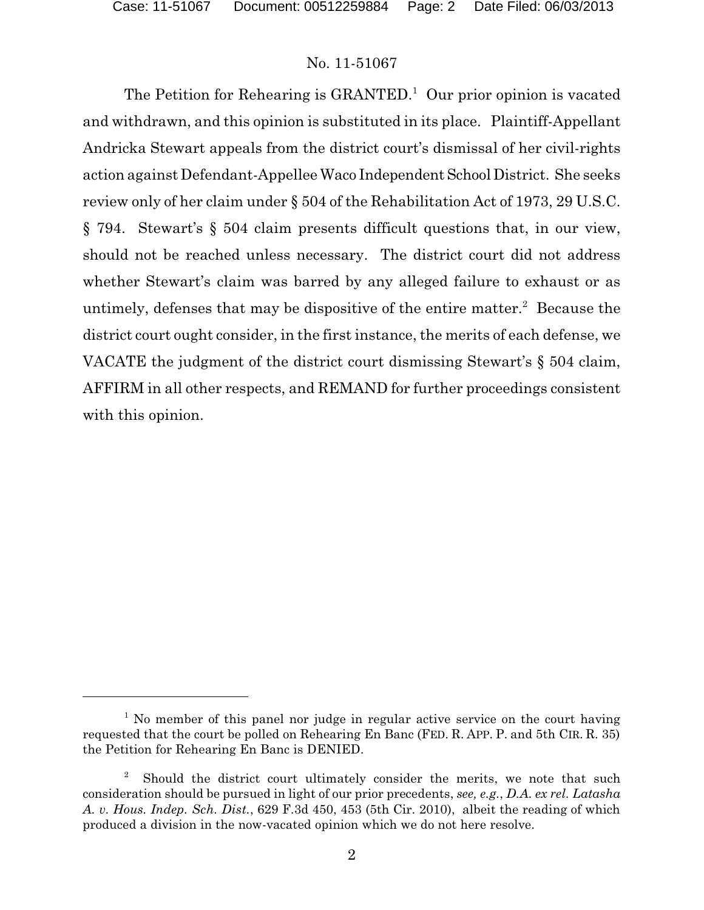No. 11-51067

The Petition for Rehearing is GRANTED.[1] Our prior opinion is vacated and withdrawn, and this opinion is substituted in its place. Plaintiff-Appellant Andricka Stewart appeals from the district court's dismissal of her civil-rights action against Defendant-Appellee Waco Independent School District. She seeks review only of her claim under § 504 of the Rehabilitation Act of 1973, 29 U.S.C. § 794. Stewart's § 504 claim presents difficult questions that, in our view, should not be reached unless necessary. The district court did not address whether Stewart's claim was barred by any alleged failure to exhaust or as untimely, defenses that may be dispositive of the entire matter.[2] Because the district court ought consider, in the first instance, the merits of each defense, we VACATE the judgment of the district court dismissing Stewart's § 504 claim, AFFIRM in all other respects, and REMAND for further proceedings consistent with this opinion.

---

[1] No member of this panel nor judge in regular active service on the court having requested that the court be polled on Rehearing En Banc (FED. R. APP. P. and 5th CIR. R. 35) the Petition for Rehearing En Banc is DENIED.

[2] Should the district court ultimately consider the merits, we note that such consideration should be pursued in light of our prior precedents, *see, e.g.*, *D.A. ex rel. Latasha A. v. Hous. Indep. Sch. Dist.*, 629 F.3d 450, 453 (5th Cir. 2010), albeit the reading of which produced a division in the now-vacated opinion which we do not here resolve.